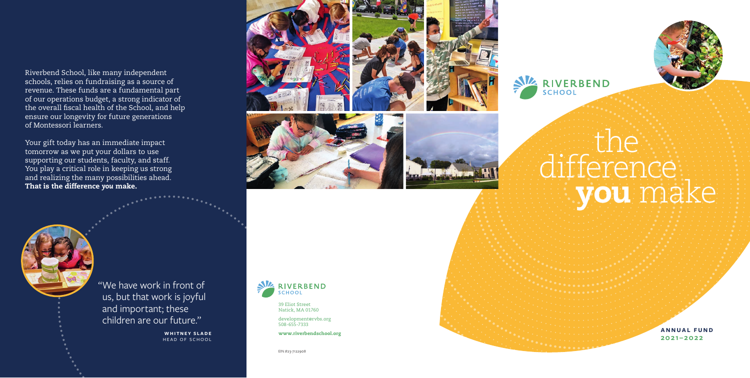Riverbend School, like many independent schools, relies on fundraising as a source of revenue. These funds are a fundamental part of our operations budget, a strong indicator of the overall fiscal health of the School, and help ensure our longevity for future generations of Montessori learners.

Your gift today has an immediate impact tomorrow as we put your dollars to use supporting our students, faculty, and staff. You play a critical role in keeping us strong and realizing the many possibilities ahead. **That is the difference *you* make.**

"We have work in front of us, but that work is joyful and important; these children are our future."

**WHITNEY SLADE**
HEAD OF SCHOOL

RIVERBEND SCHOOL

39 Eliot Street
Natick, MA 01760

development@rvbs.org
508-655-7333

**www.riverbendschool.org**

EIN #23-7122908

RIVERBEND SCHOOL

# the difference **you** make

**ANNUAL FUND**
**2021–2022**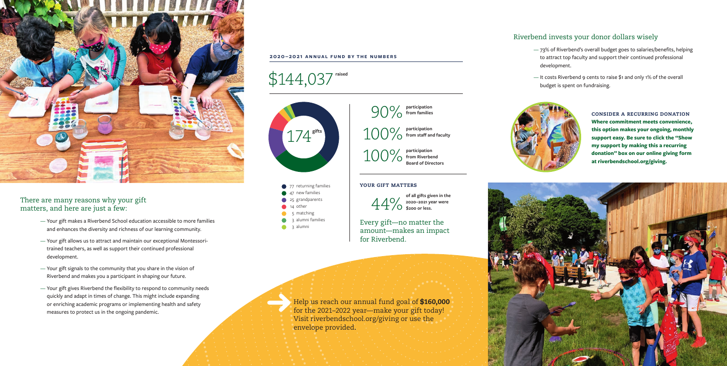## There are many reasons why your gift matters, and here are just a few:

- Your gift makes a Riverbend School education accessible to more families and enhances the diversity and richness of our learning community.
- Your gift allows us to attract and maintain our exceptional Montessori-trained teachers, as well as support their continued professional development.
- Your gift signals to the community that you share in the vision of Riverbend and makes you a participant in shaping our future.
- Your gift gives Riverbend the flexibility to respond to community needs quickly and adapt in times of change. This might include expanding or enriching academic programs or implementing health and safety measures to protect us in the ongoing pandemic.

### 2020–2021 ANNUAL FUND BY THE NUMBERS

**$144,037** raised

174 gifts

- 77 returning families
- 47 new families
- 25 grandparents
- 14 other
- 5 matching
- 3 alumni families
- 3 alumni

**90%** participation from families

**100%** participation from staff and faculty

**100%** participation from Riverbend Board of Directors

### YOUR GIFT MATTERS

**44%** of all gifts given in the 2020–2021 year were $200 or less.

Every gift—no matter the amount—makes an impact for Riverbend.

Help us reach our annual fund goal of **$160,000** for the 2021–2022 year—make your gift today! Visit riverbendschool.org/giving or use the envelope provided.

## Riverbend invests your donor dollars wisely

- 73% of Riverbend's overall budget goes to salaries/benefits, helping to attract top faculty and support their continued professional development.
- It costs Riverbend 9 cents to raise $1 and only 1% of the overall budget is spent on fundraising.

### CONSIDER A RECURRING DONATION

**Where commitment meets convenience, this option makes your ongoing, monthly support easy. Be sure to click the "Show my support by making this a recurring donation" box on our online giving form at riverbendschool.org/giving.**